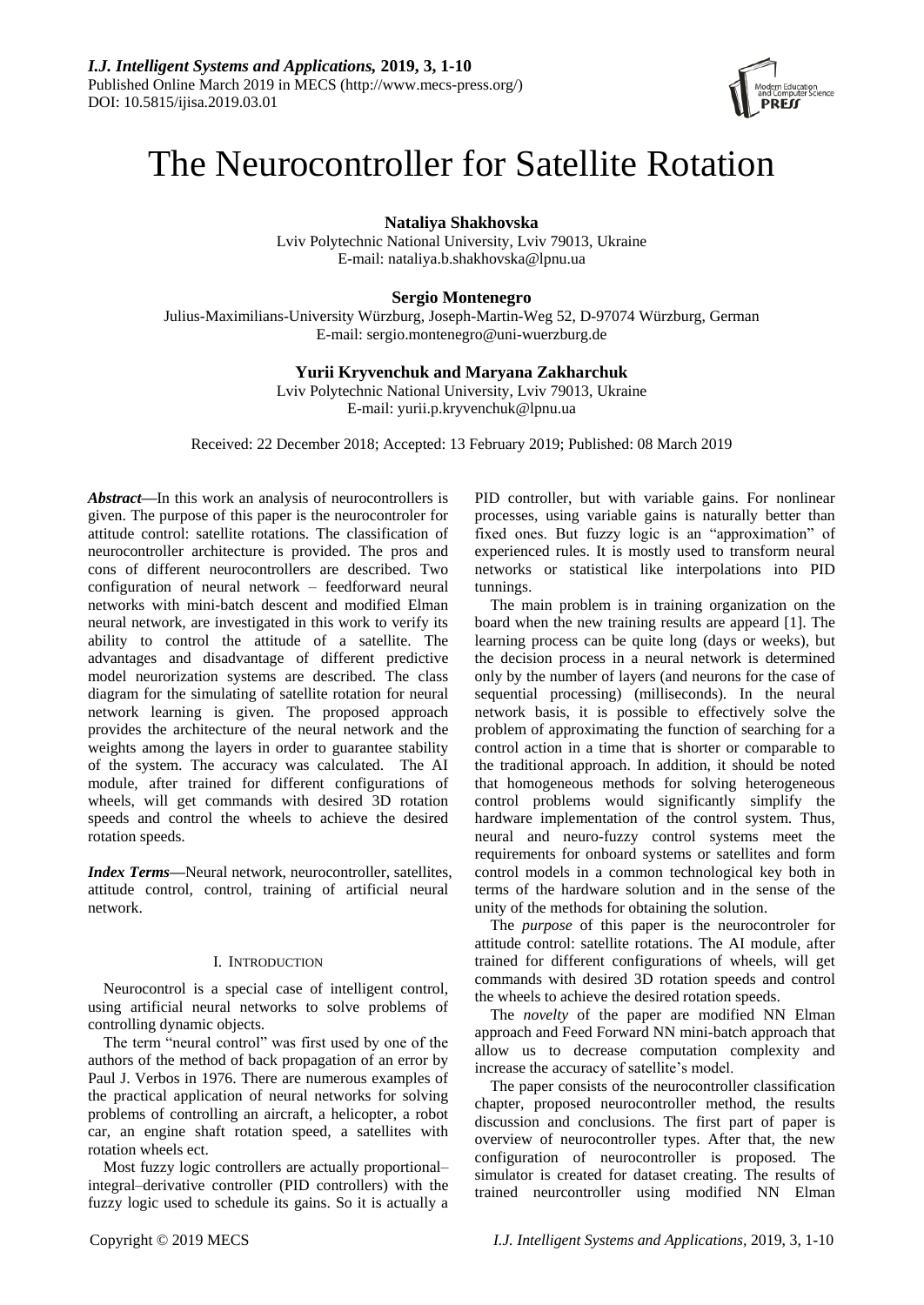# The Neurocontroller for Satellite Rotation

**Nataliya Shakhovska**
Lviv Polytechnic National University, Lviv 79013, Ukraine
E-mail: nataliya.b.shakhovska@lpnu.ua

**Sergio Montenegro**
Julius-Maximilians-University Würzburg, Joseph-Martin-Weg 52, D-97074 Würzburg, German
E-mail: sergio.montenegro@uni-wuerzburg.de

**Yurii Kryvenchuk and Maryana Zakharchuk**
Lviv Polytechnic National University, Lviv 79013, Ukraine
E-mail: yurii.p.kryvenchuk@lpnu.ua

Received: 22 December 2018; Accepted: 13 February 2019; Published: 08 March 2019

***Abstract*—**In this work an analysis of neurocontrollers is given. The purpose of this paper is the neurocontroler for attitude control: satellite rotations. The classification of neurocontroller architecture is provided. The pros and cons of different neurocontrollers are described. Two configuration of neural network – feedforward neural networks with mini-batch descent and modified Elman neural network, are investigated in this work to verify its ability to control the attitude of a satellite. The advantages and disadvantage of different predictive model neurorization systems are described. The class diagram for the simulating of satellite rotation for neural network learning is given. The proposed approach provides the architecture of the neural network and the weights among the layers in order to guarantee stability of the system. The accuracy was calculated. The AI module, after trained for different configurations of wheels, will get commands with desired 3D rotation speeds and control the wheels to achieve the desired rotation speeds.

***Index Terms*—**Neural network, neurocontroller, satellites, attitude control, control, training of artificial neural network.

## I. Introduction

Neurocontrol is a special case of intelligent control, using artificial neural networks to solve problems of controlling dynamic objects.

The term "neural control" was first used by one of the authors of the method of back propagation of an error by Paul J. Verbos in 1976. There are numerous examples of the practical application of neural networks for solving problems of controlling an aircraft, a helicopter, a robot car, an engine shaft rotation speed, a satellites with rotation wheels ect.

Most fuzzy logic controllers are actually proportional–integral–derivative controller (PID controllers) with the fuzzy logic used to schedule its gains. So it is actually a PID controller, but with variable gains. For nonlinear processes, using variable gains is naturally better than fixed ones. But fuzzy logic is an "approximation" of experienced rules. It is mostly used to transform neural networks or statistical like interpolations into PID tunnings.

The main problem is in training organization on the board when the new training results are appeard [1]. The learning process can be quite long (days or weeks), but the decision process in a neural network is determined only by the number of layers (and neurons for the case of sequential processing) (milliseconds). In the neural network basis, it is possible to effectively solve the problem of approximating the function of searching for a control action in a time that is shorter or comparable to the traditional approach. In addition, it should be noted that homogeneous methods for solving heterogeneous control problems would significantly simplify the hardware implementation of the control system. Thus, neural and neuro-fuzzy control systems meet the requirements for onboard systems or satellites and form control models in a common technological key both in terms of the hardware solution and in the sense of the unity of the methods for obtaining the solution.

The *purpose* of this paper is the neurocontroler for attitude control: satellite rotations. The AI module, after trained for different configurations of wheels, will get commands with desired 3D rotation speeds and control the wheels to achieve the desired rotation speeds.

The *novelty* of the paper are modified NN Elman approach and Feed Forward NN mini-batch approach that allow us to decrease computation complexity and increase the accuracy of satellite's model.

The paper consists of the neurocontroller classification chapter, proposed neurocontroller method, the results discussion and conclusions. The first part of paper is overview of neurocontroller types. After that, the new configuration of neurocontroller is proposed. The simulator is created for dataset creating. The results of trained neurcontroller using modified NN Elman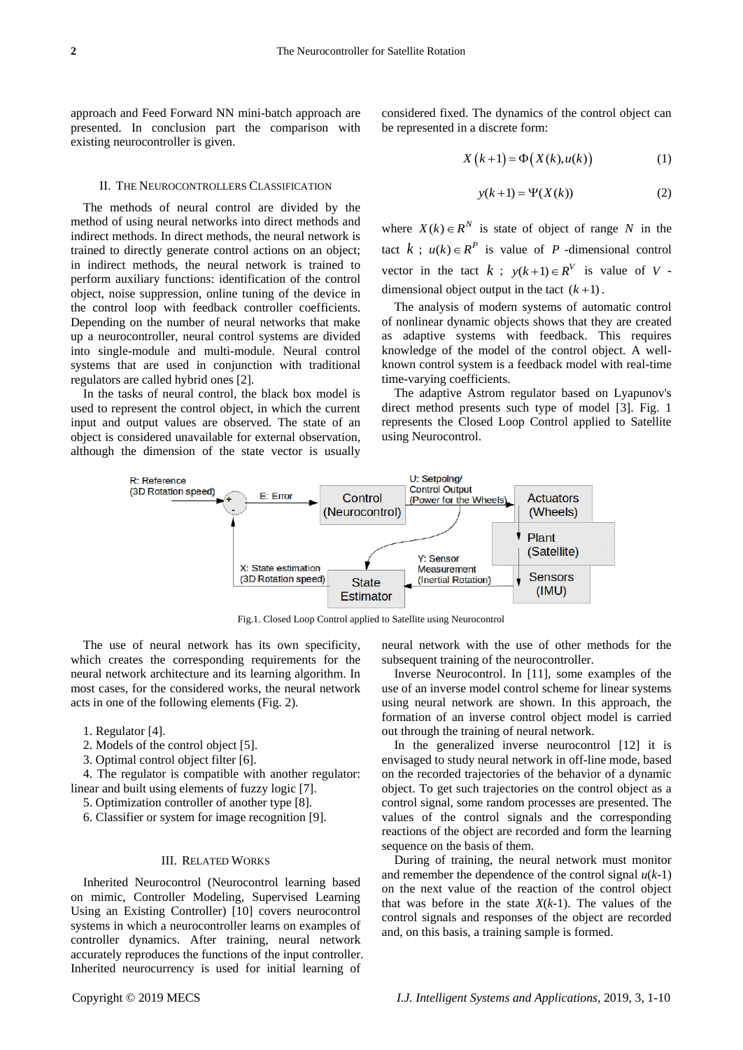approach and Feed Forward NN mini-batch approach are presented. In conclusion part the comparison with existing neurocontroller is given.

## II. The Neurocontrollers Classification

The methods of neural control are divided by the method of using neural networks into direct methods and indirect methods. In direct methods, the neural network is trained to directly generate control actions on an object; in indirect methods, the neural network is trained to perform auxiliary functions: identification of the control object, noise suppression, online tuning of the device in the control loop with feedback controller coefficients. Depending on the number of neural networks that make up a neurocontroller, neural control systems are divided into single-module and multi-module. Neural control systems that are used in conjunction with traditional regulators are called hybrid ones [2].

In the tasks of neural control, the black box model is used to represent the control object, in which the current input and output values are observed. The state of an object is considered unavailable for external observation, although the dimension of the state vector is usually considered fixed. The dynamics of the control object can be represented in a discrete form:

$$X(k+1) = \Phi(X(k), u(k)) \tag{1}$$

$$y(k+1) = \Psi(X(k)) \tag{2}$$

where $X(k) \in R^N$ is state of object of range $N$ in the tact $k$; $u(k) \in R^P$ is value of $P$-dimensional control vector in the tact $k$; $y(k+1) \in R^V$ is value of $V$-dimensional object output in the tact $(k+1)$.

The analysis of modern systems of automatic control of nonlinear dynamic objects shows that they are created as adaptive systems with feedback. This requires knowledge of the model of the control object. A well-known control system is a feedback model with real-time time-varying coefficients.

The adaptive Astrom regulator based on Lyapunov's direct method presents such type of model [3]. Fig. 1 represents the Closed Loop Control applied to Satellite using Neurocontrol.

Fig.1. Closed Loop Control applied to Satellite using Neurocontrol

The use of neural network has its own specificity, which creates the corresponding requirements for the neural network architecture and its learning algorithm. In most cases, for the considered works, the neural network acts in one of the following elements (Fig. 2).

1. Regulator [4].
2. Models of the control object [5].
3. Optimal control object filter [6].
4. The regulator is compatible with another regulator: linear and built using elements of fuzzy logic [7].
5. Optimization controller of another type [8].
6. Classifier or system for image recognition [9].

## III. Related Works

Inherited Neurocontrol (Neurocontrol learning based on mimic, Controller Modeling, Supervised Learning Using an Existing Controller) [10] covers neurocontrol systems in which a neurocontroller learns on examples of controller dynamics. After training, neural network accurately reproduces the functions of the input controller. Inherited neurocurrency is used for initial learning of neural network with the use of other methods for the subsequent training of the neurocontroller.

Inverse Neurocontrol. In [11], some examples of the use of an inverse model control scheme for linear systems using neural network are shown. In this approach, the formation of an inverse control object model is carried out through the training of neural network.

In the generalized inverse neurocontrol [12] it is envisaged to study neural network in off-line mode, based on the recorded trajectories of the behavior of a dynamic object. To get such trajectories on the control object as a control signal, some random processes are presented. The values of the control signals and the corresponding reactions of the object are recorded and form the learning sequence on the basis of them.

During of training, the neural network must monitor and remember the dependence of the control signal $u(k-1)$ on the next value of the reaction of the control object that was before in the state $X(k-1)$. The values of the control signals and responses of the object are recorded and, on this basis, a training sample is formed.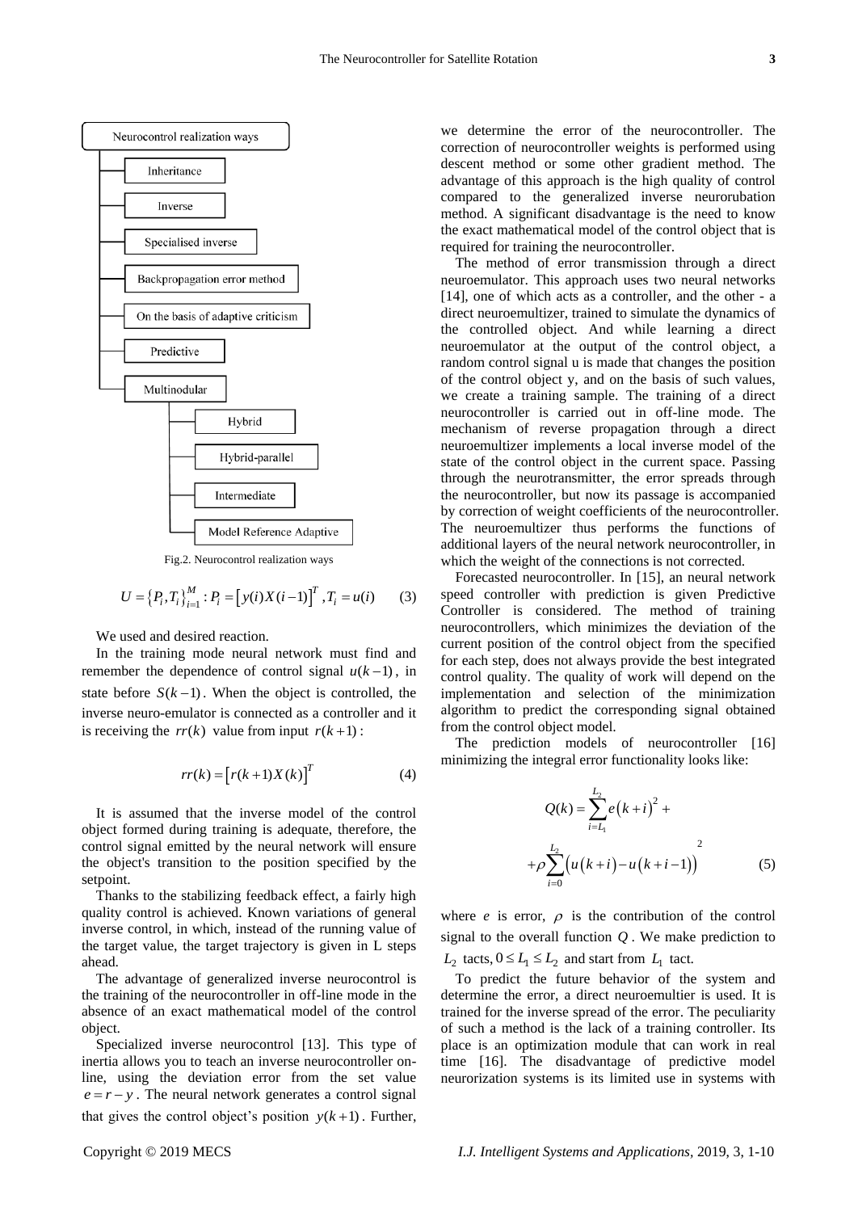Neurocontrol realization ways

- Inheritance
- Inverse
- Specialised inverse
- Backpropagation error method
- On the basis of adaptive criticism
- Predictive
- Multinodular
  - Hybrid
  - Hybrid-parallel
  - Intermediate
  - Model Reference Adaptive

Fig.2. Neurocontrol realization ways

$$U = \{P_i, T_i\}_{i=1}^{M} : P_i = [y(i) X(i-1)]^T, T_i = u(i) \quad (3)$$

We used and desired reaction.

In the training mode neural network must find and remember the dependence of control signal $u(k-1)$, in state before $S(k-1)$. When the object is controlled, the inverse neuro-emulator is connected as a controller and it is receiving the $rr(k)$ value from input $r(k+1)$:

$$rr(k) = [r(k+1) X(k)]^T \quad (4)$$

It is assumed that the inverse model of the control object formed during training is adequate, therefore, the control signal emitted by the neural network will ensure the object's transition to the position specified by the setpoint.

Thanks to the stabilizing feedback effect, a fairly high quality control is achieved. Known variations of general inverse control, in which, instead of the running value of the target value, the target trajectory is given in L steps ahead.

The advantage of generalized inverse neurocontrol is the training of the neurocontroller in off-line mode in the absence of an exact mathematical model of the control object.

Specialized inverse neurocontrol [13]. This type of inertia allows you to teach an inverse neurocontroller on-line, using the deviation error from the set value $e = r - y$. The neural network generates a control signal that gives the control object's position $y(k+1)$. Further, we determine the error of the neurocontroller. The correction of neurocontroller weights is performed using descent method or some other gradient method. The advantage of this approach is the high quality of control compared to the generalized inverse neurorubation method. A significant disadvantage is the need to know the exact mathematical model of the control object that is required for training the neurocontroller.

The method of error transmission through a direct neuroemulator. This approach uses two neural networks [14], one of which acts as a controller, and the other - a direct neuroemultizer, trained to simulate the dynamics of the controlled object. And while learning a direct neuroemulator at the output of the control object, a random control signal u is made that changes the position of the control object y, and on the basis of such values, we create a training sample. The training of a direct neurocontroller is carried out in off-line mode. The mechanism of reverse propagation through a direct neuroemultizer implements a local inverse model of the state of the control object in the current space. Passing through the neurotransmitter, the error spreads through the neurocontroller, but now its passage is accompanied by correction of weight coefficients of the neurocontroller. The neuroemultizer thus performs the functions of additional layers of the neural network neurocontroller, in which the weight of the connections is not corrected.

Forecasted neurocontroller. In [15], an neural network speed controller with prediction is given Predictive Controller is considered. The method of training neurocontrollers, which minimizes the deviation of the current position of the control object from the specified for each step, does not always provide the best integrated control quality. The quality of work will depend on the implementation and selection of the minimization algorithm to predict the corresponding signal obtained from the control object model.

The prediction models of neurocontroller [16] minimizing the integral error functionality looks like:

$$Q(k) = \sum_{i=L_1}^{L_2} e(k+i)^2 + \rho \sum_{i=0}^{L_2} \left(u(k+i) - u(k+i-1)\right)^2 \quad (5)$$

where $e$ is error, $\rho$ is the contribution of the control signal to the overall function $Q$. We make prediction to $L_2$ tacts, $0 \le L_1 \le L_2$ and start from $L_1$ tact.

To predict the future behavior of the system and determine the error, a direct neuroemultier is used. It is trained for the inverse spread of the error. The peculiarity of such a method is the lack of a training controller. Its place is an optimization module that can work in real time [16]. The disadvantage of predictive model neurorization systems is its limited use in systems with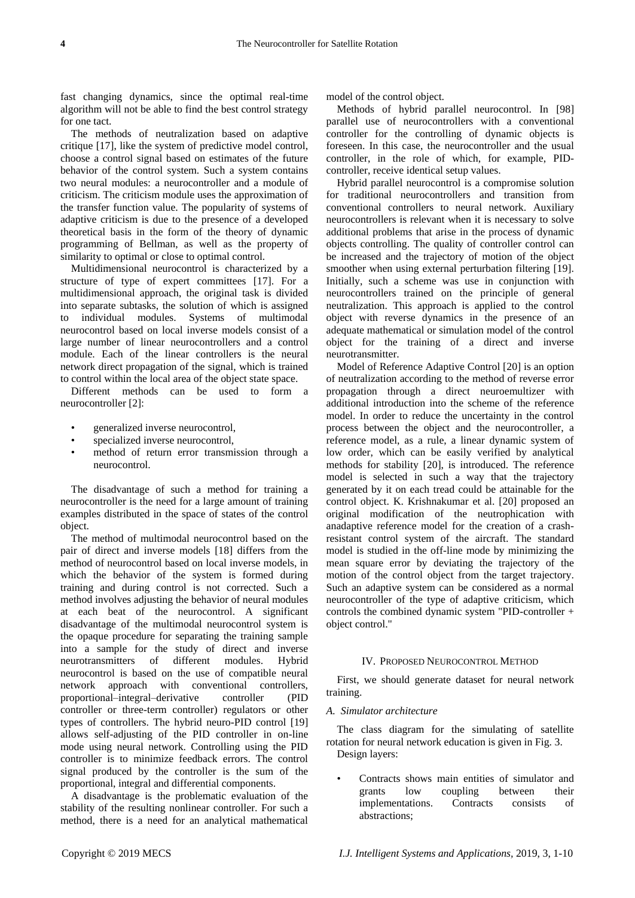fast changing dynamics, since the optimal real-time algorithm will not be able to find the best control strategy for one tact.

The methods of neutralization based on adaptive critique [17], like the system of predictive model control, choose a control signal based on estimates of the future behavior of the control system. Such a system contains two neural modules: a neurocontroller and a module of criticism. The criticism module uses the approximation of the transfer function value. The popularity of systems of adaptive criticism is due to the presence of a developed theoretical basis in the form of the theory of dynamic programming of Bellman, as well as the property of similarity to optimal or close to optimal control.

Multidimensional neurocontrol is characterized by a structure of type of expert committees [17]. For a multidimensional approach, the original task is divided into separate subtasks, the solution of which is assigned to individual modules. Systems of multimodal neurocontrol based on local inverse models consist of a large number of linear neurocontrollers and a control module. Each of the linear controllers is the neural network direct propagation of the signal, which is trained to control within the local area of the object state space.

Different methods can be used to form a neurocontroller [2]:

- generalized inverse neurocontrol,
- specialized inverse neurocontrol,
- method of return error transmission through a neurocontrol.

The disadvantage of such a method for training a neurocontroller is the need for a large amount of training examples distributed in the space of states of the control object.

The method of multimodal neurocontrol based on the pair of direct and inverse models [18] differs from the method of neurocontrol based on local inverse models, in which the behavior of the system is formed during training and during control is not corrected. Such a method involves adjusting the behavior of neural modules at each beat of the neurocontrol. A significant disadvantage of the multimodal neurocontrol system is the opaque procedure for separating the training sample into a sample for the study of direct and inverse neurotransmitters of different modules. Hybrid neurocontrol is based on the use of compatible neural network approach with conventional controllers, proportional–integral–derivative controller (PID controller or three-term controller) regulators or other types of controllers. The hybrid neuro-PID control [19] allows self-adjusting of the PID controller in on-line mode using neural network. Controlling using the PID controller is to minimize feedback errors. The control signal produced by the controller is the sum of the proportional, integral and differential components.

A disadvantage is the problematic evaluation of the stability of the resulting nonlinear controller. For such a method, there is a need for an analytical mathematical model of the control object.

Methods of hybrid parallel neurocontrol. In [98] parallel use of neurocontrollers with a conventional controller for the controlling of dynamic objects is foreseen. In this case, the neurocontroller and the usual controller, in the role of which, for example, PID-controller, receive identical setup values.

Hybrid parallel neurocontrol is a compromise solution for traditional neurocontrollers and transition from conventional controllers to neural network. Auxiliary neurocontrollers is relevant when it is necessary to solve additional problems that arise in the process of dynamic objects controlling. The quality of controller control can be increased and the trajectory of motion of the object smoother when using external perturbation filtering [19]. Initially, such a scheme was use in conjunction with neurocontrollers trained on the principle of general neutralization. This approach is applied to the control object with reverse dynamics in the presence of an adequate mathematical or simulation model of the control object for the training of a direct and inverse neurotransmitter.

Model of Reference Adaptive Control [20] is an option of neutralization according to the method of reverse error propagation through a direct neuroemultizer with additional introduction into the scheme of the reference model. In order to reduce the uncertainty in the control process between the object and the neurocontroller, a reference model, as a rule, a linear dynamic system of low order, which can be easily verified by analytical methods for stability [20], is introduced. The reference model is selected in such a way that the trajectory generated by it on each tread could be attainable for the control object. K. Krishnakumar et al. [20] proposed an original modification of the neutrophication with anadaptive reference model for the creation of a crash-resistant control system of the aircraft. The standard model is studied in the off-line mode by minimizing the mean square error by deviating the trajectory of the motion of the control object from the target trajectory. Such an adaptive system can be considered as a normal neurocontroller of the type of adaptive criticism, which controls the combined dynamic system "PID-controller + object control."

## IV. Proposed Neurocontrol Method

First, we should generate dataset for neural network training.

### *A. Simulator architecture*

The class diagram for the simulating of satellite rotation for neural network education is given in Fig. 3.

Design layers:

- Contracts shows main entities of simulator and grants low coupling between their implementations. Contracts consists of abstractions;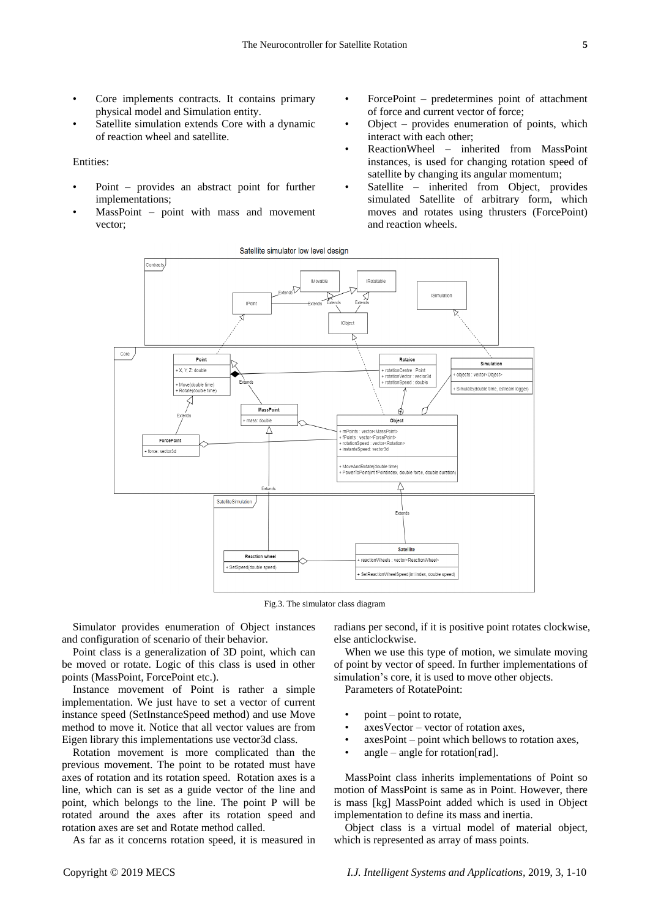- Core implements contracts. It contains primary physical model and Simulation entity.
- Satellite simulation extends Core with a dynamic of reaction wheel and satellite.

Entities:

- Point – provides an abstract point for further implementations;
- MassPoint – point with mass and movement vector;
- ForcePoint – predetermines point of attachment of force and current vector of force;
- Object – provides enumeration of points, which interact with each other;
- ReactionWheel – inherited from MassPoint instances, is used for changing rotation speed of satellite by changing its angular momentum;
- Satellite – inherited from Object, provides simulated Satellite of arbitrary form, which moves and rotates using thrusters (ForcePoint) and reaction wheels.

Fig.3. The simulator class diagram

Simulator provides enumeration of Object instances and configuration of scenario of their behavior.

Point class is a generalization of 3D point, which can be moved or rotate. Logic of this class is used in other points (MassPoint, ForcePoint etc.).

Instance movement of Point is rather a simple implementation. We just have to set a vector of current instance speed (SetInstanceSpeed method) and use Move method to move it. Notice that all vector values are from Eigen library this implementations use vector3d class.

Rotation movement is more complicated than the previous movement. The point to be rotated must have axes of rotation and its rotation speed. Rotation axes is a line, which can is set as a guide vector of the line and point, which belongs to the line. The point P will be rotated around the axes after its rotation speed and rotation axes are set and Rotate method called.

As far as it concerns rotation speed, it is measured in radians per second, if it is positive point rotates clockwise, else anticlockwise.

When we use this type of motion, we simulate moving of point by vector of speed. In further implementations of simulation's core, it is used to move other objects.

Parameters of RotatePoint:

- point – point to rotate,
- axesVector – vector of rotation axes,
- axesPoint – point which bellows to rotation axes,
- angle – angle for rotation[rad].

MassPoint class inherits implementations of Point so motion of MassPoint is same as in Point. However, there is mass [kg] MassPoint added which is used in Object implementation to define its mass and inertia.

Object class is a virtual model of material object, which is represented as array of mass points.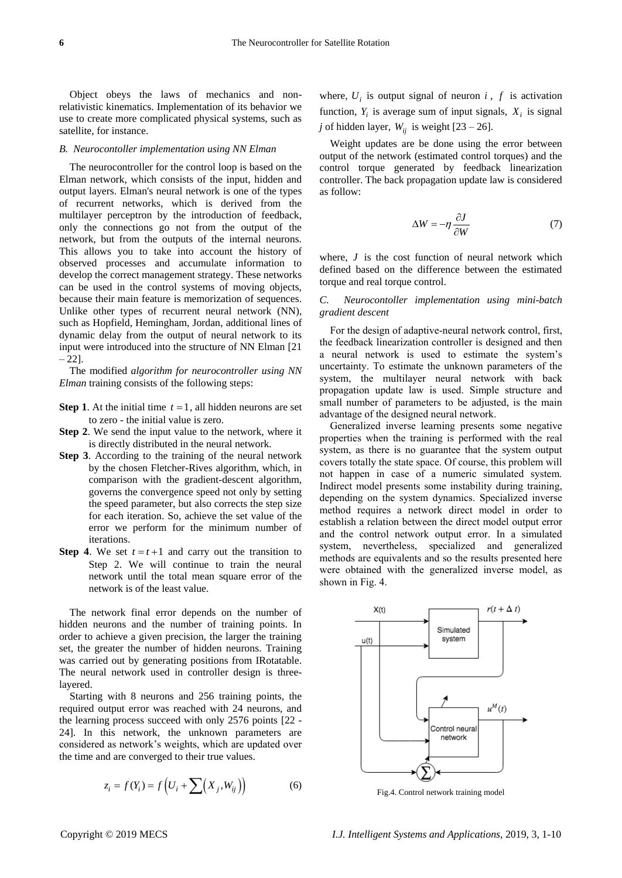Object obeys the laws of mechanics and non-relativistic kinematics. Implementation of its behavior we use to create more complicated physical systems, such as satellite, for instance.

### *B. Neurocontoller implementation using NN Elman*

The neurocontroller for the control loop is based on the Elman network, which consists of the input, hidden and output layers. Elman's neural network is one of the types of recurrent networks, which is derived from the multilayer perceptron by the introduction of feedback, only the connections go not from the output of the network, but from the outputs of the internal neurons. This allows you to take into account the history of observed processes and accumulate information to develop the correct management strategy. These networks can be used in the control systems of moving objects, because their main feature is memorization of sequences. Unlike other types of recurrent neural network (NN), such as Hopfield, Hemingham, Jordan, additional lines of dynamic delay from the output of neural network to its input were introduced into the structure of NN Elman [21 – 22].

The modified *algorithm for neurocontroller using NN Elman* training consists of the following steps:

- **Step 1**. At the initial time $t = 1$, all hidden neurons are set to zero - the initial value is zero.
- **Step 2**. We send the input value to the network, where it is directly distributed in the neural network.
- **Step 3**. According to the training of the neural network by the chosen Fletcher-Rives algorithm, which, in comparison with the gradient-descent algorithm, governs the convergence speed not only by setting the speed parameter, but also corrects the step size for each iteration. So, achieve the set value of the error we perform for the minimum number of iterations.
- **Step 4**. We set $t = t + 1$ and carry out the transition to Step 2. We will continue to train the neural network until the total mean square error of the network is of the least value.

The network final error depends on the number of hidden neurons and the number of training points. In order to achieve a given precision, the larger the training set, the greater the number of hidden neurons. Training was carried out by generating positions from IRotatable. The neural network used in controller design is three-layered.

Starting with 8 neurons and 256 training points, the required output error was reached with 24 neurons, and the learning process succeed with only 2576 points [22 - 24]. In this network, the unknown parameters are considered as network's weights, which are updated over the time and are converged to their true values.

$$z_i = f(Y_i) = f\left(U_i + \sum\left(X_j, W_{ij}\right)\right) \tag{6}$$

where, $U_i$ is output signal of neuron $i$, $f$ is activation function, $Y_i$ is average sum of input signals, $X_i$ is signal $j$ of hidden layer, $W_{ij}$ is weight [23 – 26].

Weight updates are be done using the error between output of the network (estimated control torques) and the control torque generated by feedback linearization controller. The back propagation update law is considered as follow:

$$\Delta W = -\eta \frac{\partial J}{\partial W} \tag{7}$$

where, $J$ is the cost function of neural network which defined based on the difference between the estimated torque and real torque control.

### *C. Neurocontoller implementation using mini-batch gradient descent*

For the design of adaptive-neural network control, first, the feedback linearization controller is designed and then a neural network is used to estimate the system's uncertainty. To estimate the unknown parameters of the system, the multilayer neural network with back propagation update law is used. Simple structure and small number of parameters to be adjusted, is the main advantage of the designed neural network.

Generalized inverse learning presents some negative properties when the training is performed with the real system, as there is no guarantee that the system output covers totally the state space. Of course, this problem will not happen in case of a numeric simulated system. Indirect model presents some instability during training, depending on the system dynamics. Specialized inverse method requires a network direct model in order to establish a relation between the direct model output error and the control network output error. In a simulated system, nevertheless, specialized and generalized methods are equivalents and so the results presented here were obtained with the generalized inverse model, as shown in Fig. 4.

Fig.4. Control network training model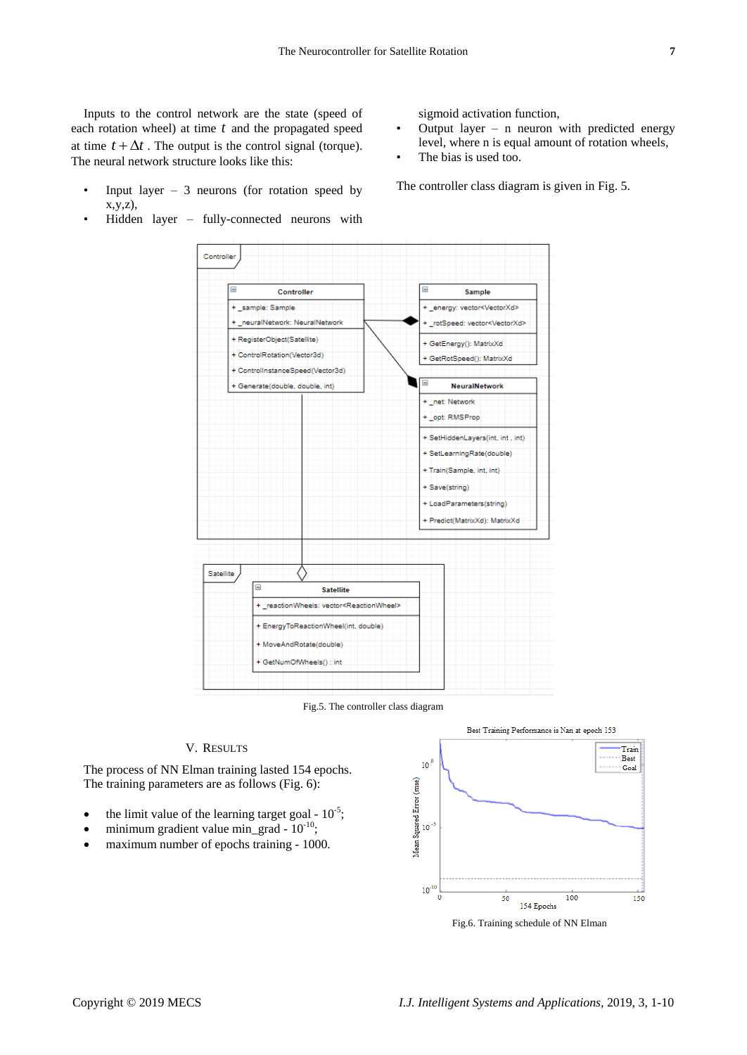Inputs to the control network are the state (speed of each rotation wheel) at time $t$ and the propagated speed at time $t+\Delta t$. The output is the control signal (torque). The neural network structure looks like this:

- Input layer – 3 neurons (for rotation speed by x,y,z),
- Hidden layer – fully-connected neurons with sigmoid activation function,
- Output layer – n neuron with predicted energy level, where n is equal amount of rotation wheels,
- The bias is used too.

The controller class diagram is given in Fig. 5.

Fig.5. The controller class diagram

## V. RESULTS

The process of NN Elman training lasted 154 epochs. The training parameters are as follows (Fig. 6):

- the limit value of the learning target goal - $10^{-5}$;
- minimum gradient value min_grad - $10^{-10}$;
- maximum number of epochs training - 1000.

Fig.6. Training schedule of NN Elman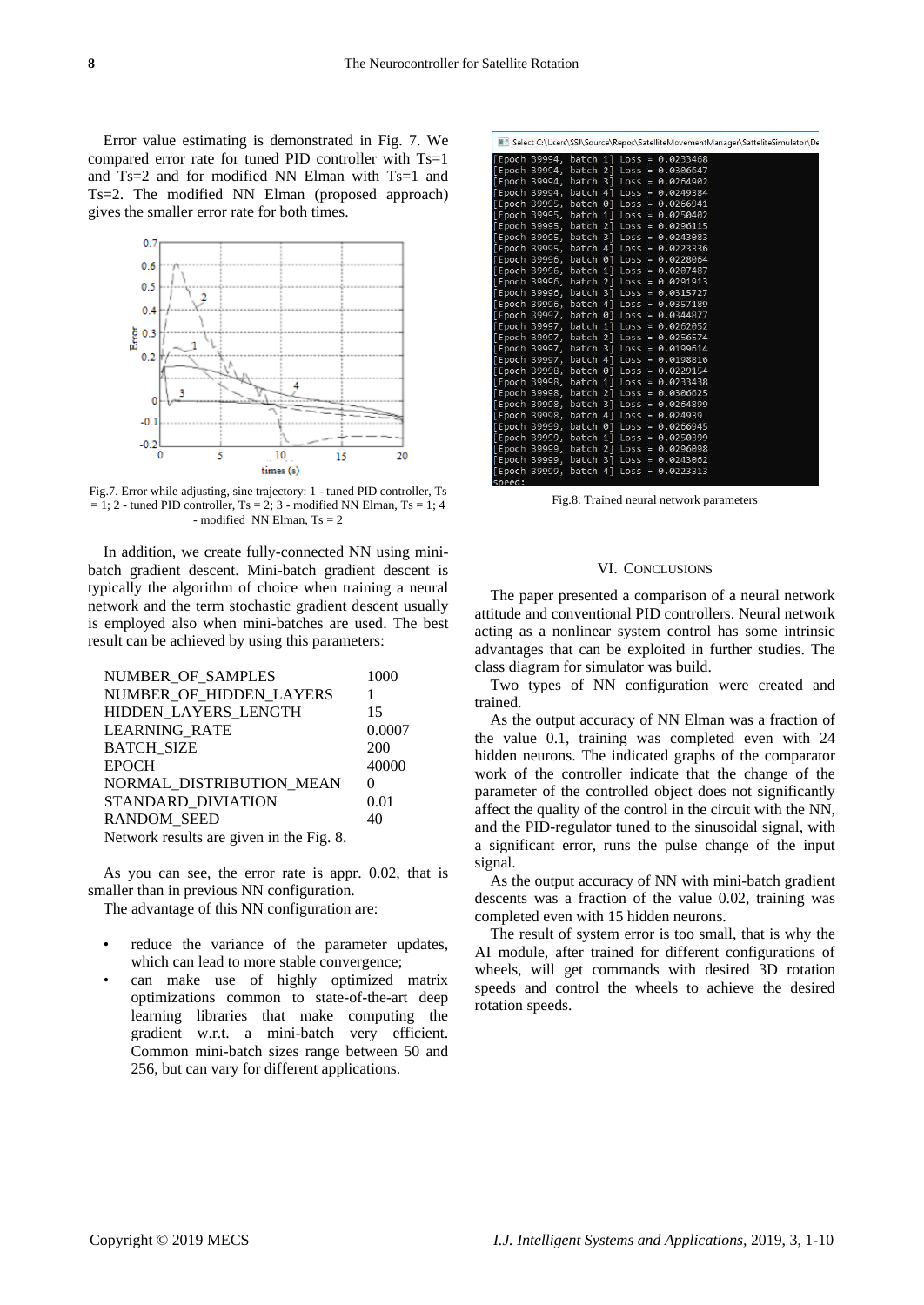Error value estimating is demonstrated in Fig. 7. We compared error rate for tuned PID controller with Ts=1 and Ts=2 and for modified NN Elman with Ts=1 and Ts=2. The modified NN Elman (proposed approach) gives the smaller error rate for both times.

Fig.7. Error while adjusting, sine trajectory: 1 - tuned PID controller, Ts = 1; 2 - tuned PID controller, Ts = 2; 3 - modified NN Elman, Ts = 1; 4 - modified NN Elman, Ts = 2

In addition, we create fully-connected NN using mini-batch gradient descent. Mini-batch gradient descent is typically the algorithm of choice when training a neural network and the term stochastic gradient descent usually is employed also when mini-batches are used. The best result can be achieved by using this parameters:

| | |
|---|---|
| NUMBER_OF_SAMPLES | 1000 |
| NUMBER_OF_HIDDEN_LAYERS | 1 |
| HIDDEN_LAYERS_LENGTH | 15 |
| LEARNING_RATE | 0.0007 |
| BATCH_SIZE | 200 |
| EPOCH | 40000 |
| NORMAL_DISTRIBUTION_MEAN | 0 |
| STANDARD_DIVIATION | 0.01 |
| RANDOM_SEED | 40 |

Network results are given in the Fig. 8.

As you can see, the error rate is appr. 0.02, that is smaller than in previous NN configuration.

The advantage of this NN configuration are:

- reduce the variance of the parameter updates, which can lead to more stable convergence;
- can make use of highly optimized matrix optimizations common to state-of-the-art deep learning libraries that make computing the gradient w.r.t. a mini-batch very efficient. Common mini-batch sizes range between 50 and 256, but can vary for different applications.

```
[Epoch 39994, batch 1] Loss = 0.0233468
[Epoch 39994, batch 2] Loss = 0.0306647
[Epoch 39994, batch 3] Loss = 0.0264902
[Epoch 39994, batch 4] Loss = 0.0249384
[Epoch 39995, batch 0] Loss = 0.0266941
[Epoch 39995, batch 1] Loss = 0.0250402
[Epoch 39995, batch 2] Loss = 0.0296115
[Epoch 39995, batch 3] Loss = 0.0243083
[Epoch 39995, batch 4] Loss = 0.0223336
[Epoch 39996, batch 0] Loss = 0.0228064
[Epoch 39996, batch 1] Loss = 0.0287487
[Epoch 39996, batch 2] Loss = 0.0291913
[Epoch 39996, batch 3] Loss = 0.0315727
[Epoch 39996, batch 4] Loss = 0.0357189
[Epoch 39997, batch 0] Loss = 0.0344877
[Epoch 39997, batch 1] Loss = 0.0262052
[Epoch 39997, batch 2] Loss = 0.0256574
[Epoch 39997, batch 3] Loss = 0.0199614
[Epoch 39997, batch 4] Loss = 0.0198816
[Epoch 39998, batch 0] Loss = 0.0229154
[Epoch 39998, batch 1] Loss = 0.0233438
[Epoch 39998, batch 2] Loss = 0.0306625
[Epoch 39998, batch 3] Loss = 0.0264899
[Epoch 39998, batch 4] Loss = 0.024939
[Epoch 39999, batch 0] Loss = 0.0266945
[Epoch 39999, batch 1] Loss = 0.0250399
[Epoch 39999, batch 2] Loss = 0.0296098
[Epoch 39999, batch 3] Loss = 0.0243062
[Epoch 39999, batch 4] Loss = 0.0223313
speed:
```

Fig.8. Trained neural network parameters

## VI. Conclusions

The paper presented a comparison of a neural network attitude and conventional PID controllers. Neural network acting as a nonlinear system control has some intrinsic advantages that can be exploited in further studies. The class diagram for simulator was build.

Two types of NN configuration were created and trained.

As the output accuracy of NN Elman was a fraction of the value 0.1, training was completed even with 24 hidden neurons. The indicated graphs of the comparator work of the controller indicate that the change of the parameter of the controlled object does not significantly affect the quality of the control in the circuit with the NN, and the PID-regulator tuned to the sinusoidal signal, with a significant error, runs the pulse change of the input signal.

As the output accuracy of NN with mini-batch gradient descents was a fraction of the value 0.02, training was completed even with 15 hidden neurons.

The result of system error is too small, that is why the AI module, after trained for different configurations of wheels, will get commands with desired 3D rotation speeds and control the wheels to achieve the desired rotation speeds.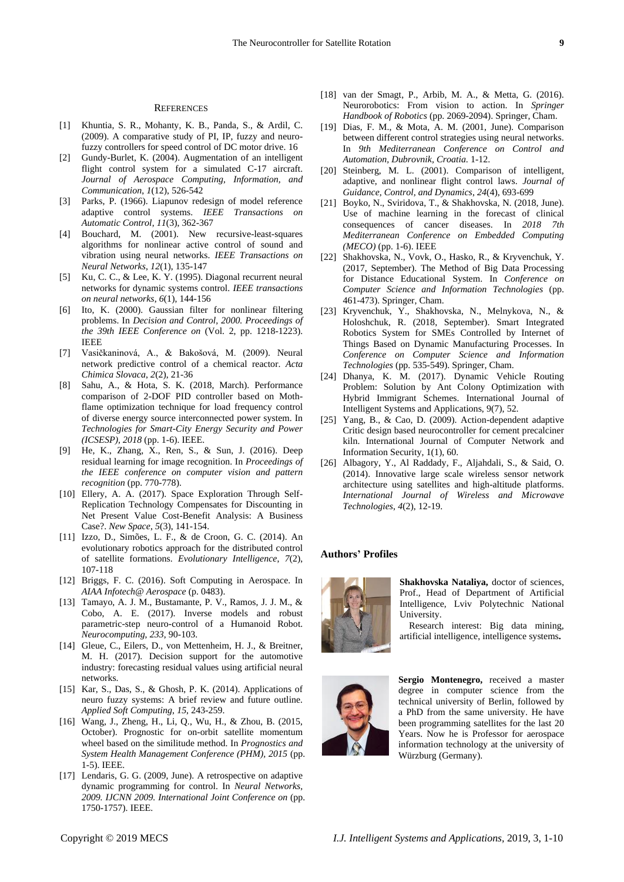## REFERENCES

[1] Khuntia, S. R., Mohanty, K. B., Panda, S., & Ardil, C. (2009). A comparative study of PI, IP, fuzzy and neuro-fuzzy controllers for speed control of DC motor drive. 16

[2] Gundy-Burlet, K. (2004). Augmentation of an intelligent flight control system for a simulated C-17 aircraft. *Journal of Aerospace Computing, Information, and Communication*, *1*(12), 526-542

[3] Parks, P. (1966). Liapunov redesign of model reference adaptive control systems. *IEEE Transactions on Automatic Control*, *11*(3), 362-367

[4] Bouchard, M. (2001). New recursive-least-squares algorithms for nonlinear active control of sound and vibration using neural networks. *IEEE Transactions on Neural Networks*, *12*(1), 135-147

[5] Ku, C. C., & Lee, K. Y. (1995). Diagonal recurrent neural networks for dynamic systems control. *IEEE transactions on neural networks*, *6*(1), 144-156

[6] Ito, K. (2000). Gaussian filter for nonlinear filtering problems. In *Decision and Control, 2000. Proceedings of the 39th IEEE Conference on* (Vol. 2, pp. 1218-1223). IEEE

[7] Vasičkaninová, A., & Bakošová, M. (2009). Neural network predictive control of a chemical reactor. *Acta Chimica Slovaca*, *2*(2), 21-36

[8] Sahu, A., & Hota, S. K. (2018, March). Performance comparison of 2-DOF PID controller based on Moth-flame optimization technique for load frequency control of diverse energy source interconnected power system. In *Technologies for Smart-City Energy Security and Power (ICSESP), 2018* (pp. 1-6). IEEE.

[9] He, K., Zhang, X., Ren, S., & Sun, J. (2016). Deep residual learning for image recognition. In *Proceedings of the IEEE conference on computer vision and pattern recognition* (pp. 770-778).

[10] Ellery, A. A. (2017). Space Exploration Through Self-Replication Technology Compensates for Discounting in Net Present Value Cost-Benefit Analysis: A Business Case?. *New Space*, *5*(3), 141-154.

[11] Izzo, D., Simões, L. F., & de Croon, G. C. (2014). An evolutionary robotics approach for the distributed control of satellite formations. *Evolutionary Intelligence*, *7*(2), 107-118

[12] Briggs, F. C. (2016). Soft Computing in Aerospace. In *AIAA Infotech@ Aerospace* (p. 0483).

[13] Tamayo, A. J. M., Bustamante, P. V., Ramos, J. J. M., & Cobo, A. E. (2017). Inverse models and robust parametric-step neuro-control of a Humanoid Robot. *Neurocomputing*, *233*, 90-103.

[14] Gleue, C., Eilers, D., von Mettenheim, H. J., & Breitner, M. H. (2017). Decision support for the automotive industry: forecasting residual values using artificial neural networks.

[15] Kar, S., Das, S., & Ghosh, P. K. (2014). Applications of neuro fuzzy systems: A brief review and future outline. *Applied Soft Computing*, *15*, 243-259.

[16] Wang, J., Zheng, H., Li, Q., Wu, H., & Zhou, B. (2015, October). Prognostic for on-orbit satellite momentum wheel based on the similitude method. In *Prognostics and System Health Management Conference (PHM), 2015* (pp. 1-5). IEEE.

[17] Lendaris, G. G. (2009, June). A retrospective on adaptive dynamic programming for control. In *Neural Networks, 2009. IJCNN 2009. International Joint Conference on* (pp. 1750-1757). IEEE.

[18] van der Smagt, P., Arbib, M. A., & Metta, G. (2016). Neurorobotics: From vision to action. In *Springer Handbook of Robotics* (pp. 2069-2094). Springer, Cham.

[19] Dias, F. M., & Mota, A. M. (2001, June). Comparison between different control strategies using neural networks. In *9th Mediterranean Conference on Control and Automation, Dubrovnik, Croatia*. 1-12.

[20] Steinberg, M. L. (2001). Comparison of intelligent, adaptive, and nonlinear flight control laws. *Journal of Guidance, Control, and Dynamics*, *24*(4), 693-699

[21] Boyko, N., Sviridova, T., & Shakhovska, N. (2018, June). Use of machine learning in the forecast of clinical consequences of cancer diseases. In *2018 7th Mediterranean Conference on Embedded Computing (MECO)* (pp. 1-6). IEEE

[22] Shakhovska, N., Vovk, O., Hasko, R., & Kryvenchuk, Y. (2017, September). The Method of Big Data Processing for Distance Educational System. In *Conference on Computer Science and Information Technologies* (pp. 461-473). Springer, Cham.

[23] Kryvenchuk, Y., Shakhovska, N., Melnykova, N., & Holoshchuk, R. (2018, September). Smart Integrated Robotics System for SMEs Controlled by Internet of Things Based on Dynamic Manufacturing Processes. In *Conference on Computer Science and Information Technologies* (pp. 535-549). Springer, Cham.

[24] Dhanya, K. M. (2017). Dynamic Vehicle Routing Problem: Solution by Ant Colony Optimization with Hybrid Immigrant Schemes. International Journal of Intelligent Systems and Applications, 9(7), 52.

[25] Yang, B., & Cao, D. (2009). Action-dependent adaptive Critic design based neurocontroller for cement precalciner kiln. International Journal of Computer Network and Information Security, 1(1), 60.

[26] Albagory, Y., Al Raddady, F., Aljahdali, S., & Said, O. (2014). Innovative large scale wireless sensor network architecture using satellites and high-altitude platforms. *International Journal of Wireless and Microwave Technologies*, *4*(2), 12-19.

## Authors' Profiles

**Shakhovska Nataliya,** doctor of sciences, Prof., Head of Department of Artificial Intelligence, Lviv Polytechnic National University.

Research interest: Big data mining, artificial intelligence, intelligence systems**.**

**Sergio Montenegro,** received a master degree in computer science from the technical university of Berlin, followed by a PhD from the same university. He have been programming satellites for the last 20 Years. Now he is Professor for aerospace information technology at the university of Würzburg (Germany).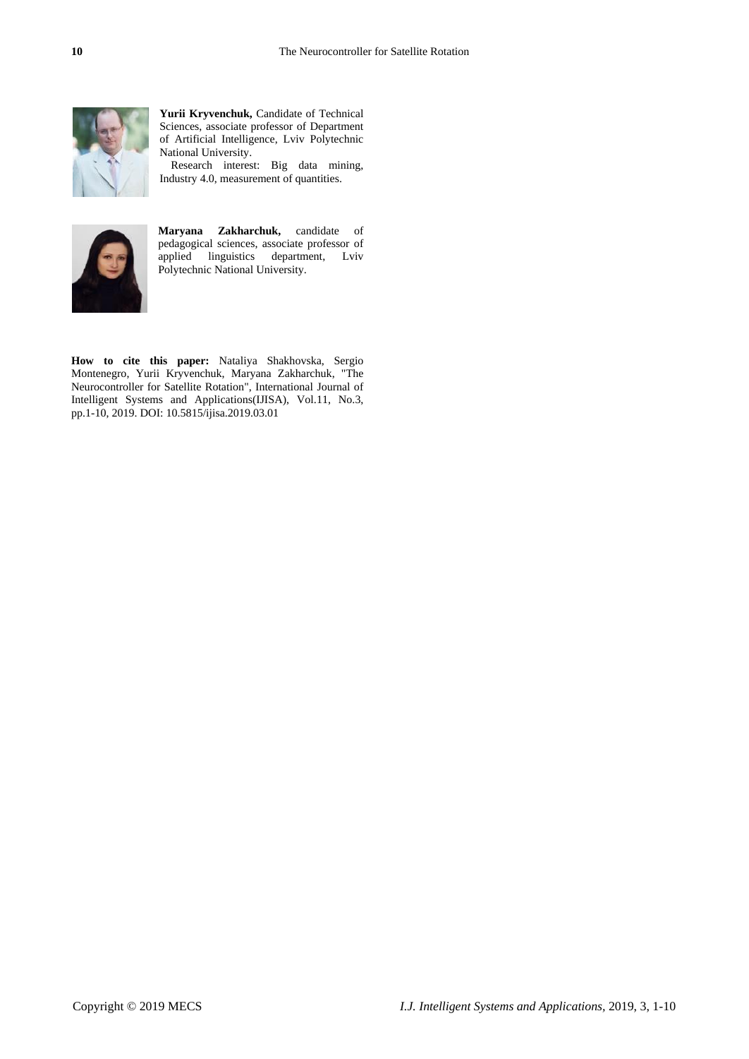**Yurii Kryvenchuk,** Candidate of Technical Sciences, associate professor of Department of Artificial Intelligence, Lviv Polytechnic National University.

Research interest: Big data mining, Industry 4.0, measurement of quantities.

**Maryana Zakharchuk,** candidate of pedagogical sciences, associate professor of applied linguistics department, Lviv Polytechnic National University.

**How to cite this paper:** Nataliya Shakhovska, Sergio Montenegro, Yurii Kryvenchuk, Maryana Zakharchuk, "The Neurocontroller for Satellite Rotation", International Journal of Intelligent Systems and Applications(IJISA), Vol.11, No.3, pp.1-10, 2019. DOI: 10.5815/ijisa.2019.03.01